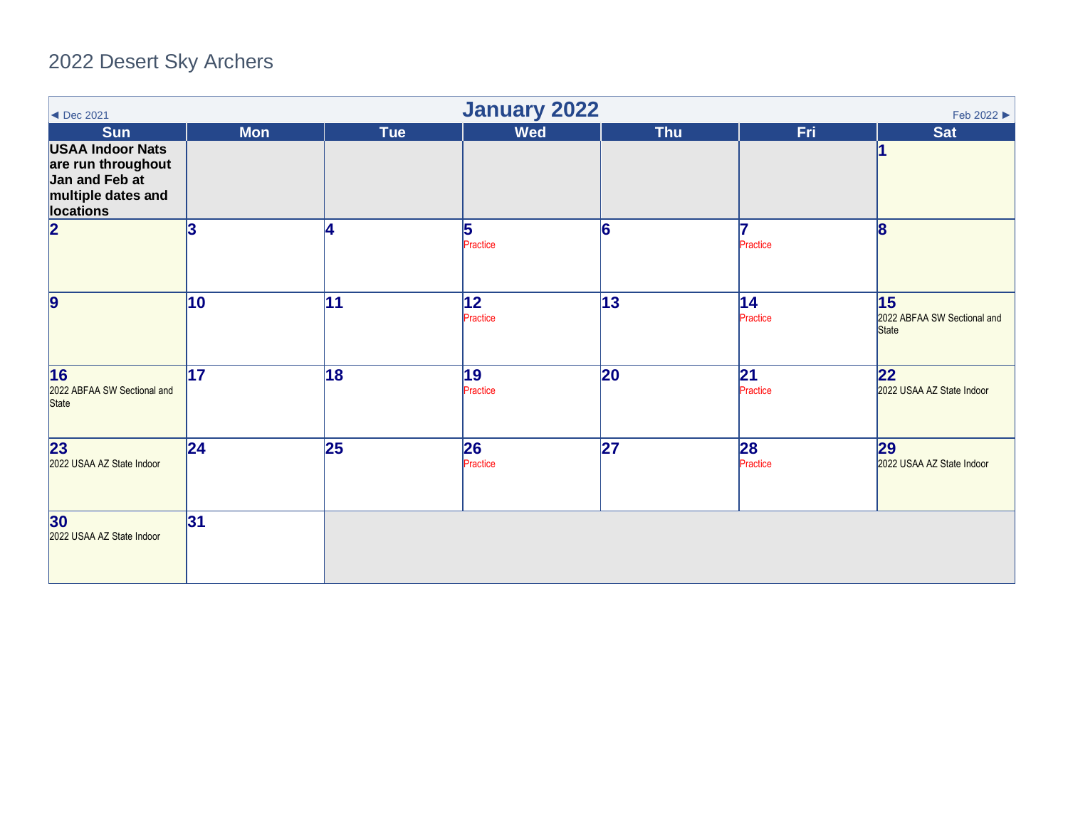# 2022 Desert Sky Archers

◄ Dec 2021 | **January 2022** | Feb 2022 ►

| Sun | Mon | Tue | Wed | Thu | Fri | Sat |
|---|---|---|---|---|---|---|
| **USAA Indoor Nats are run throughout Jan and Feb at multiple dates and locations** | | | | | | **1** |
| **2** | **3** | **4** | **5** Practice | **6** | **7** Practice | **8** |
| **9** | **10** | **11** | **12** Practice | **13** | **14** Practice | **15** 2022 ABFAA SW Sectional and State |
| **16** 2022 ABFAA SW Sectional and State | **17** | **18** | **19** Practice | **20** | **21** Practice | **22** 2022 USAA AZ State Indoor |
| **23** 2022 USAA AZ State Indoor | **24** | **25** | **26** Practice | **27** | **28** Practice | **29** 2022 USAA AZ State Indoor |
| **30** 2022 USAA AZ State Indoor | **31** | | | | | |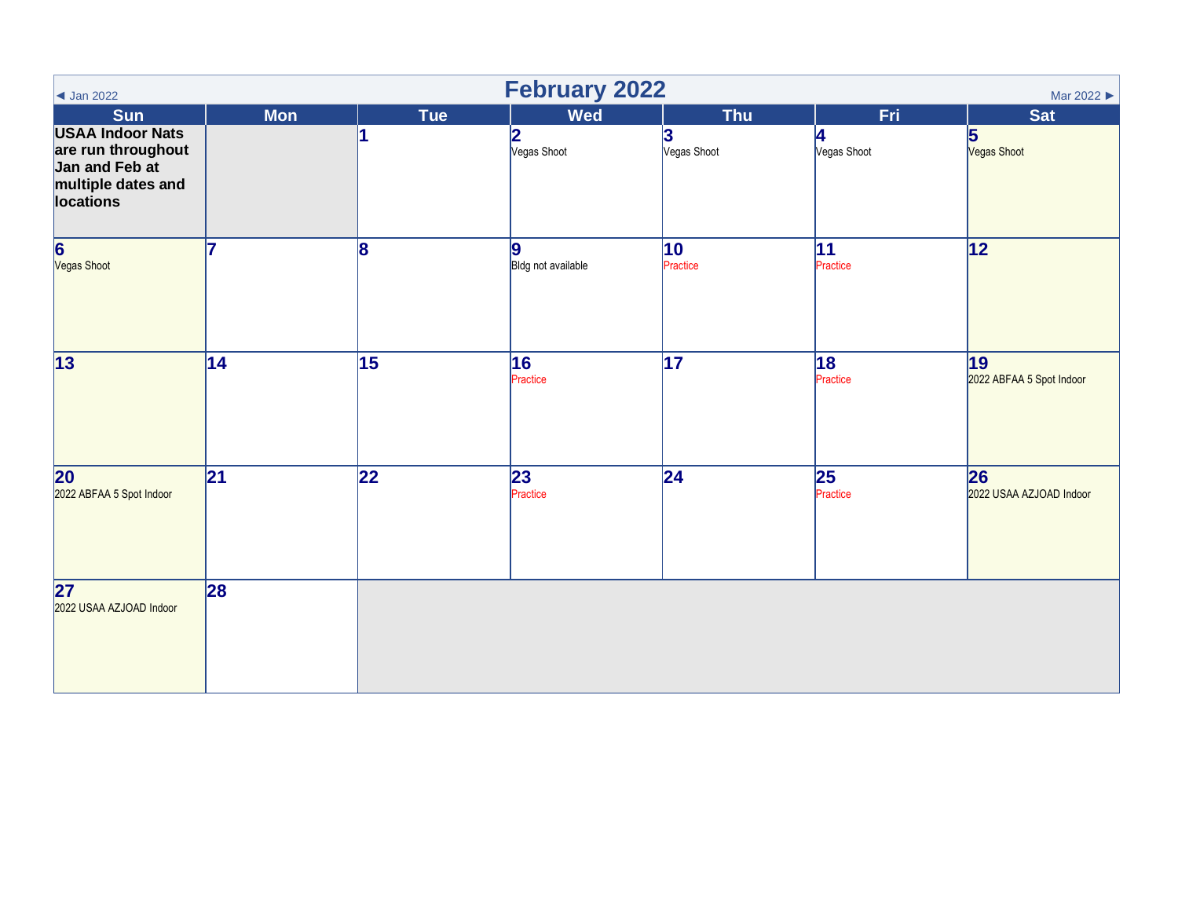◄ Jan 2022

# February 2022

Mar 2022 ►

| Sun | Mon | Tue | Wed | Thu | Fri | Sat |
|---|---|---|---|---|---|---|
| **USAA Indoor Nats are run throughout Jan and Feb at multiple dates and locations** | | **1** | **2** Vegas Shoot | **3** Vegas Shoot | **4** Vegas Shoot | **5** Vegas Shoot |
| **6** Vegas Shoot | **7** | **8** | **9** Bldg not available | **10** Practice | **11** Practice | **12** |
| **13** | **14** | **15** | **16** Practice | **17** | **18** Practice | **19** 2022 ABFAA 5 Spot Indoor |
| **20** 2022 ABFAA 5 Spot Indoor | **21** | **22** | **23** Practice | **24** | **25** Practice | **26** 2022 USAA AZJOAD Indoor |
| **27** 2022 USAA AZJOAD Indoor | **28** | | | | | |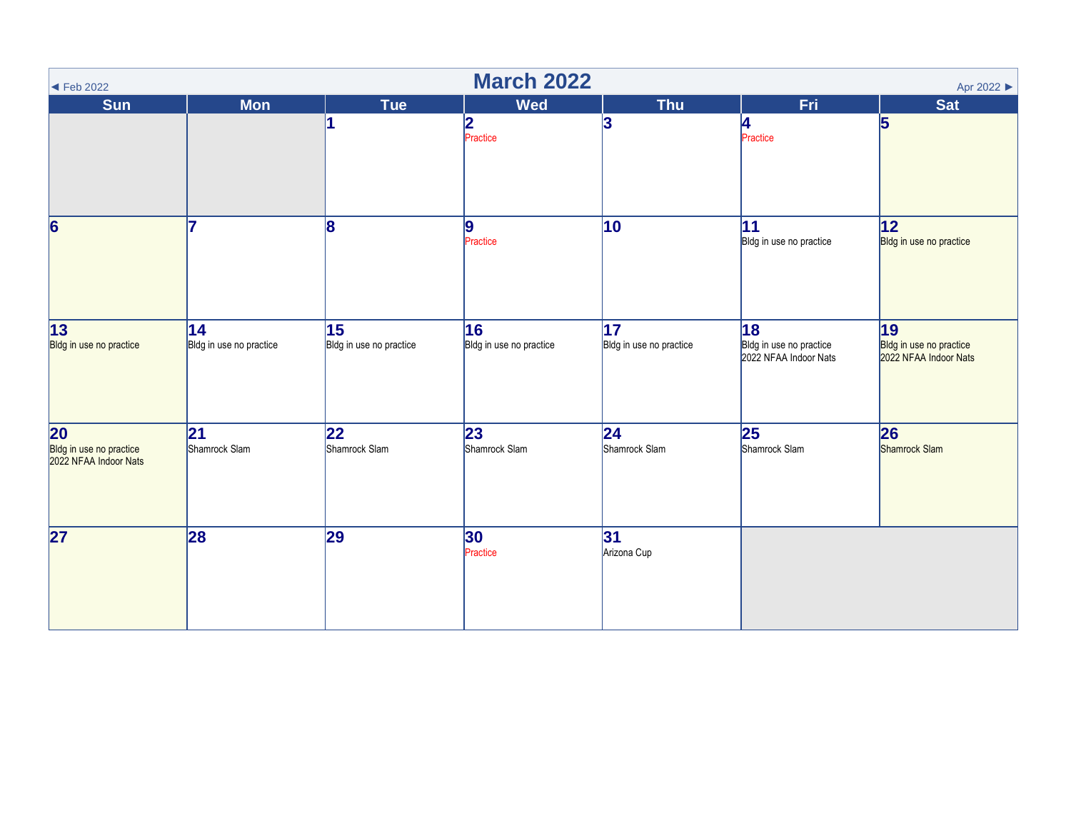◄ Feb 2022

# March 2022

Apr 2022 ►

| Sun | Mon | Tue | Wed | Thu | Fri | Sat |
|---|---|---|---|---|---|---|
| | | 1 | 2 Practice | 3 | 4 Practice | 5 |
| 6 | 7 | 8 | 9 Practice | 10 | 11 Bldg in use no practice | 12 Bldg in use no practice |
| 13 Bldg in use no practice | 14 Bldg in use no practice | 15 Bldg in use no practice | 16 Bldg in use no practice | 17 Bldg in use no practice | 18 Bldg in use no practice 2022 NFAA Indoor Nats | 19 Bldg in use no practice 2022 NFAA Indoor Nats |
| 20 Bldg in use no practice 2022 NFAA Indoor Nats | 21 Shamrock Slam | 22 Shamrock Slam | 23 Shamrock Slam | 24 Shamrock Slam | 25 Shamrock Slam | 26 Shamrock Slam |
| 27 | 28 | 29 | 30 Practice | 31 Arizona Cup | | |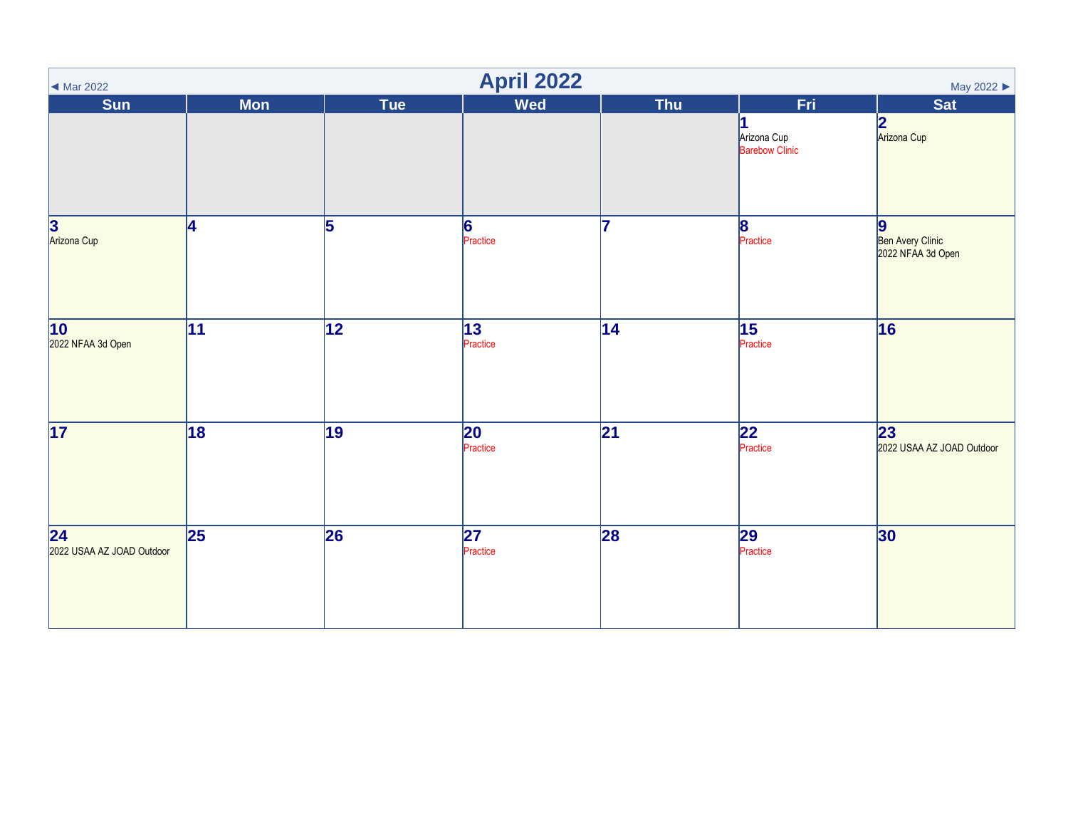# April 2022

◄ Mar 2022 | May 2022 ►

| Sun | Mon | Tue | Wed | Thu | Fri | Sat |
|---|---|---|---|---|---|---|
| | | | | | **1** Arizona Cup, Barebow Clinic | **2** Arizona Cup |
| **3** Arizona Cup | **4** | **5** | **6** Practice | **7** | **8** Practice | **9** Ben Avery Clinic, 2022 NFAA 3d Open |
| **10** 2022 NFAA 3d Open | **11** | **12** | **13** Practice | **14** | **15** Practice | **16** |
| **17** | **18** | **19** | **20** Practice | **21** | **22** Practice | **23** 2022 USAA AZ JOAD Outdoor |
| **24** 2022 USAA AZ JOAD Outdoor | **25** | **26** | **27** Practice | **28** | **29** Practice | **30** |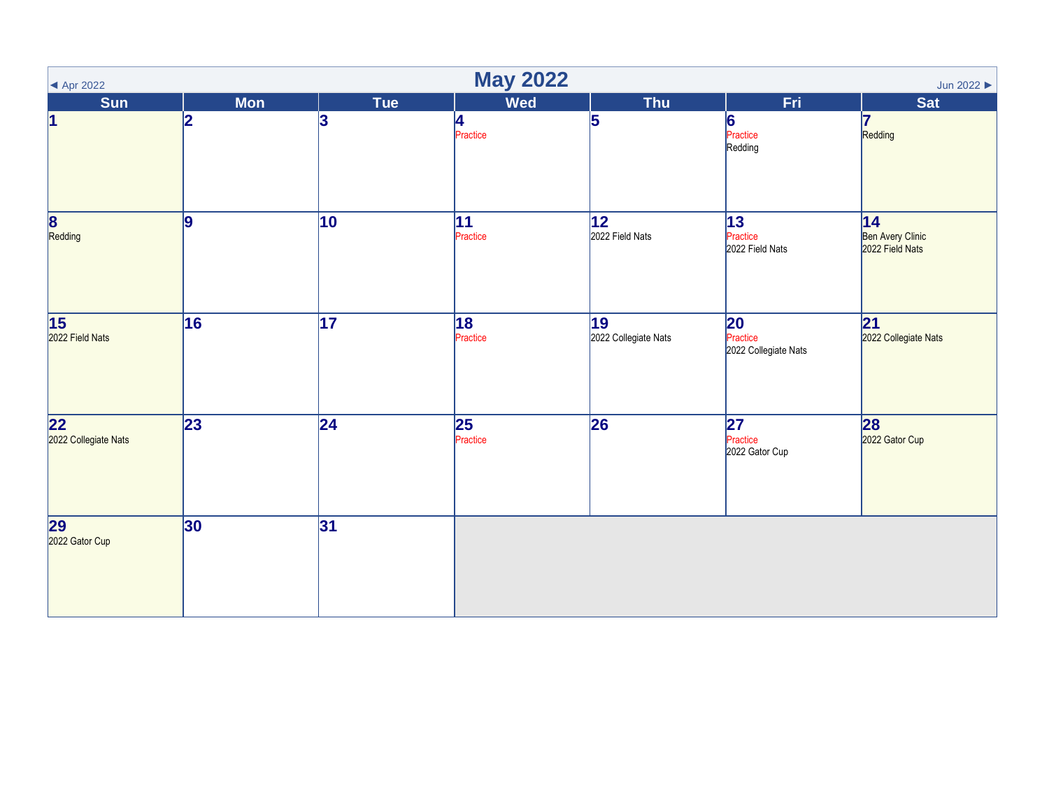◄ Apr 2022

# May 2022

Jun 2022 ►

| Sun | Mon | Tue | Wed | Thu | Fri | Sat |
| --- | --- | --- | --- | --- | --- | --- |
| **1** | **2** | **3** | **4**<br>Practice | **5** | **6**<br>Practice<br>Redding | **7**<br>Redding |
| **8**<br>Redding | **9** | **10** | **11**<br>Practice | **12**<br>2022 Field Nats | **13**<br>Practice<br>2022 Field Nats | **14**<br>Ben Avery Clinic<br>2022 Field Nats |
| **15**<br>2022 Field Nats | **16** | **17** | **18**<br>Practice | **19**<br>2022 Collegiate Nats | **20**<br>Practice<br>2022 Collegiate Nats | **21**<br>2022 Collegiate Nats |
| **22**<br>2022 Collegiate Nats | **23** | **24** | **25**<br>Practice | **26** | **27**<br>Practice<br>2022 Gator Cup | **28**<br>2022 Gator Cup |
| **29**<br>2022 Gator Cup | **30** | **31** | | | | |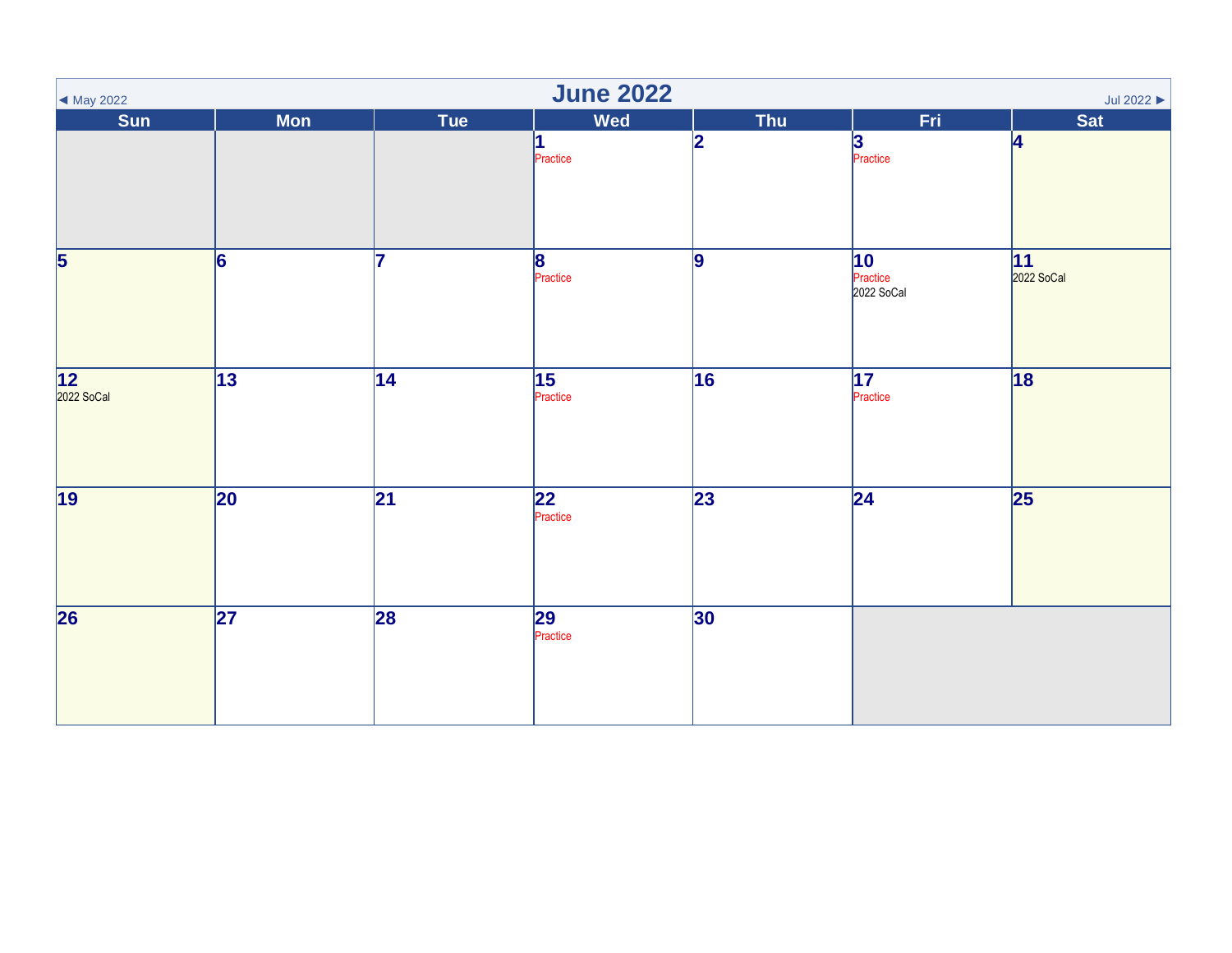# June 2022

◄ May 2022 | Jul 2022 ►

| Sun | Mon | Tue | Wed | Thu | Fri | Sat |
|---|---|---|---|---|---|---|
| | | | 1 Practice | 2 | 3 Practice | 4 |
| 5 | 6 | 7 | 8 Practice | 9 | 10 Practice 2022 SoCal | 11 2022 SoCal |
| 12 2022 SoCal | 13 | 14 | 15 Practice | 16 | 17 Practice | 18 |
| 19 | 20 | 21 | 22 Practice | 23 | 24 | 25 |
| 26 | 27 | 28 | 29 Practice | 30 | | |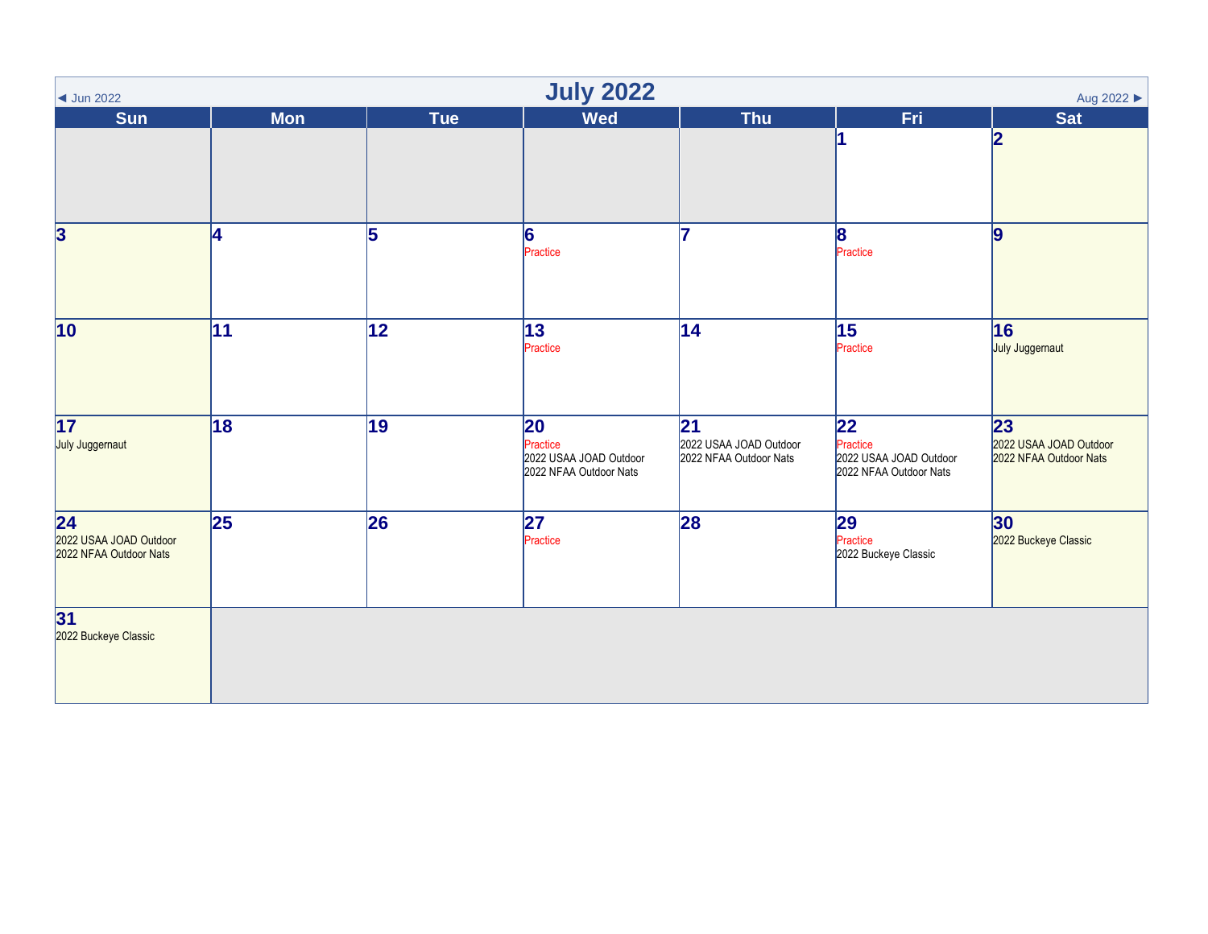◄ Jun 2022

# July 2022

Aug 2022 ►

| Sun | Mon | Tue | Wed | Thu | Fri | Sat |
|---|---|---|---|---|---|---|
| | | | | | 1 | 2 |
| 3 | 4 | 5 | 6<br>Practice | 7 | 8<br>Practice | 9 |
| 10 | 11 | 12 | 13<br>Practice | 14 | 15<br>Practice | 16<br>July Juggernaut |
| 17<br>July Juggernaut | 18 | 19 | 20<br>Practice<br>2022 USAA JOAD Outdoor<br>2022 NFAA Outdoor Nats | 21<br>2022 USAA JOAD Outdoor<br>2022 NFAA Outdoor Nats | 22<br>Practice<br>2022 USAA JOAD Outdoor<br>2022 NFAA Outdoor Nats | 23<br>2022 USAA JOAD Outdoor<br>2022 NFAA Outdoor Nats |
| 24<br>2022 USAA JOAD Outdoor<br>2022 NFAA Outdoor Nats | 25 | 26 | 27<br>Practice | 28 | 29<br>Practice<br>2022 Buckeye Classic | 30<br>2022 Buckeye Classic |
| 31<br>2022 Buckeye Classic | | | | | | |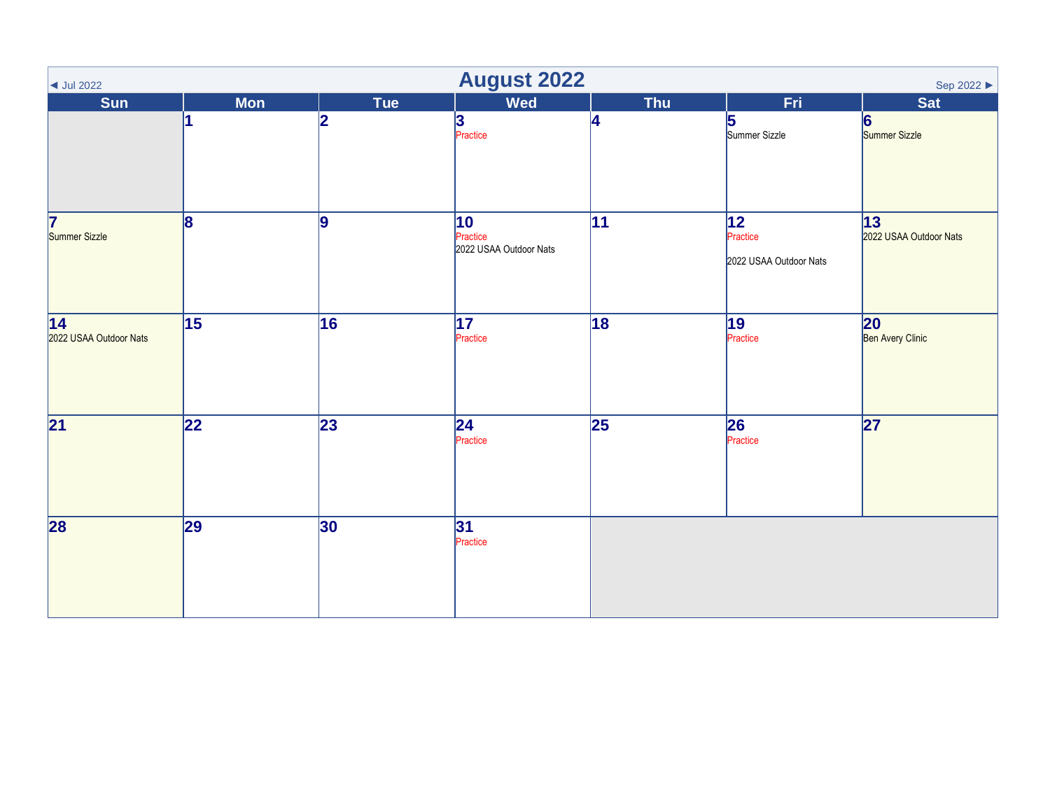◄ Jul 2022

# August 2022

Sep 2022 ►

| Sun | Mon | Tue | Wed | Thu | Fri | Sat |
|---|---|---|---|---|---|---|
| | 1 | 2 | 3 Practice | 4 | 5 Summer Sizzle | 6 Summer Sizzle |
| 7 Summer Sizzle | 8 | 9 | 10 Practice 2022 USAA Outdoor Nats | 11 | 12 Practice 2022 USAA Outdoor Nats | 13 2022 USAA Outdoor Nats |
| 14 2022 USAA Outdoor Nats | 15 | 16 | 17 Practice | 18 | 19 Practice | 20 Ben Avery Clinic |
| 21 | 22 | 23 | 24 Practice | 25 | 26 Practice | 27 |
| 28 | 29 | 30 | 31 Practice | | | |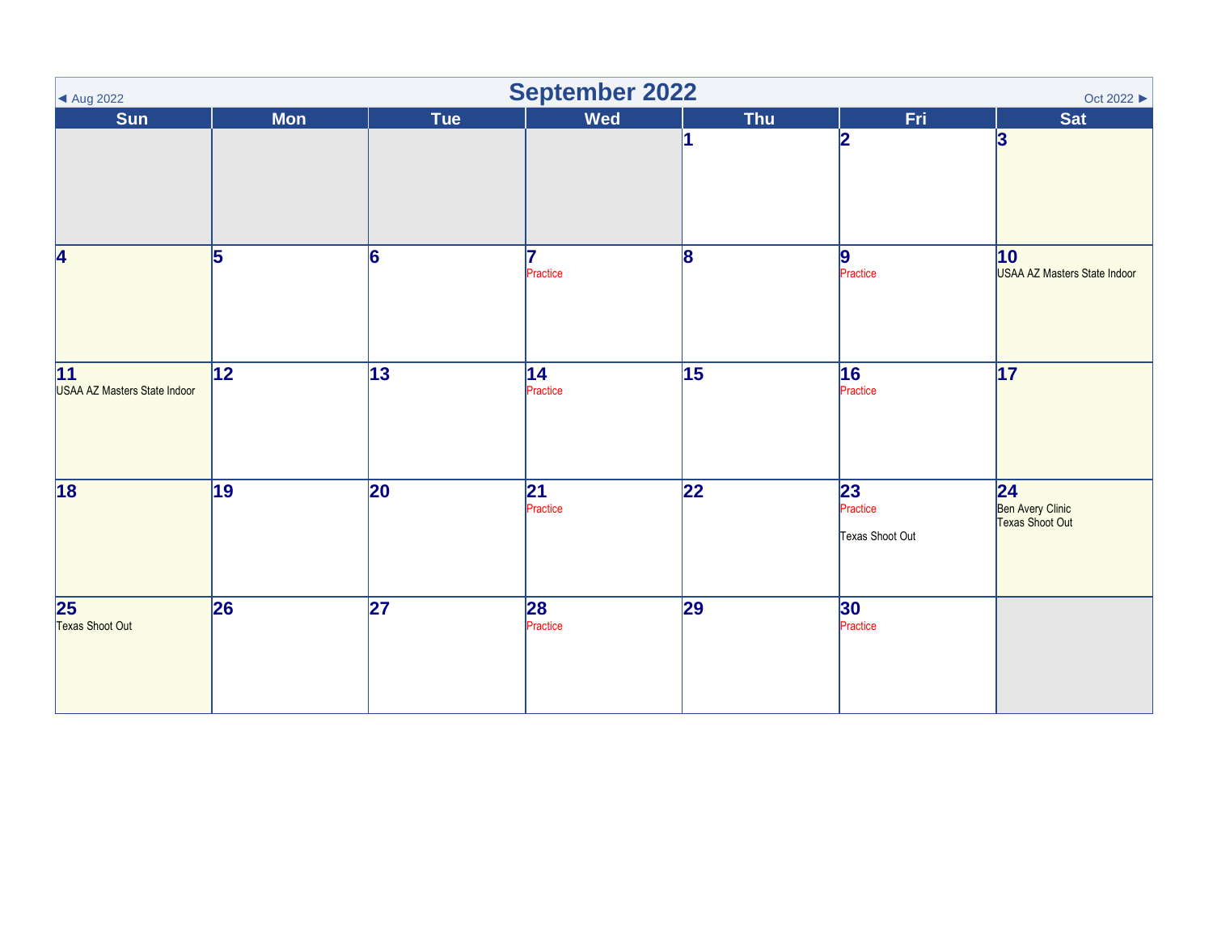# September 2022

◄ Aug 2022 | Oct 2022 ►

| Sun | Mon | Tue | Wed | Thu | Fri | Sat |
|---|---|---|---|---|---|---|
| | | | | 1 | 2 | 3 |
| 4 | 5 | 6 | 7 Practice | 8 | 9 Practice | 10 USAA AZ Masters State Indoor |
| 11 USAA AZ Masters State Indoor | 12 | 13 | 14 Practice | 15 | 16 Practice | 17 |
| 18 | 19 | 20 | 21 Practice | 22 | 23 Practice<br><br>Texas Shoot Out | 24 Ben Avery Clinic<br>Texas Shoot Out |
| 25 Texas Shoot Out | 26 | 27 | 28 Practice | 29 | 30 Practice | |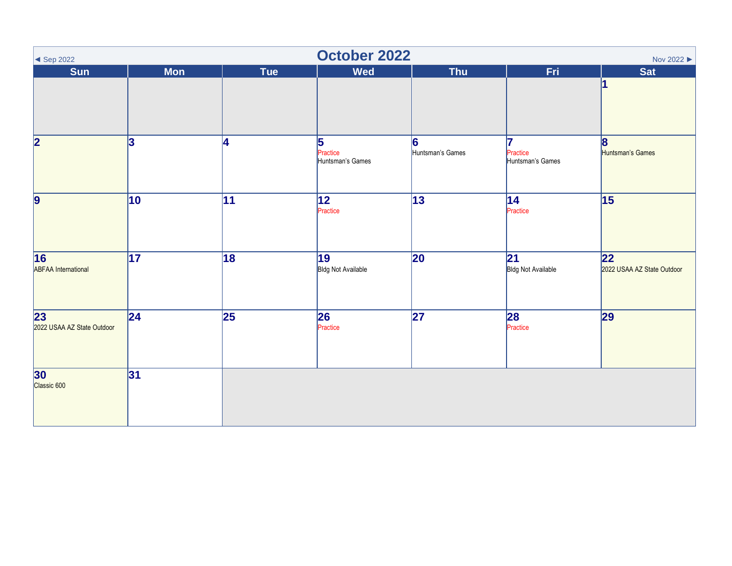◄ Sep 2022 | Nov 2022 ►

# October 2022

| Sun | Mon | Tue | Wed | Thu | Fri | Sat |
|---|---|---|---|---|---|---|
| | | | | | | 1 |
| 2 | 3 | 4 | 5<br>Practice<br>Huntsman's Games | 6<br>Huntsman's Games | 7<br>Practice<br>Huntsman's Games | 8<br>Huntsman's Games |
| 9 | 10 | 11 | 12<br>Practice | 13 | 14<br>Practice | 15 |
| 16<br>ABFAA International | 17 | 18 | 19<br>Bldg Not Available | 20 | 21<br>Bldg Not Available | 22<br>2022 USAA AZ State Outdoor |
| 23<br>2022 USAA AZ State Outdoor | 24 | 25 | 26<br>Practice | 27 | 28<br>Practice | 29 |
| 30<br>Classic 600 | 31 | | | | | |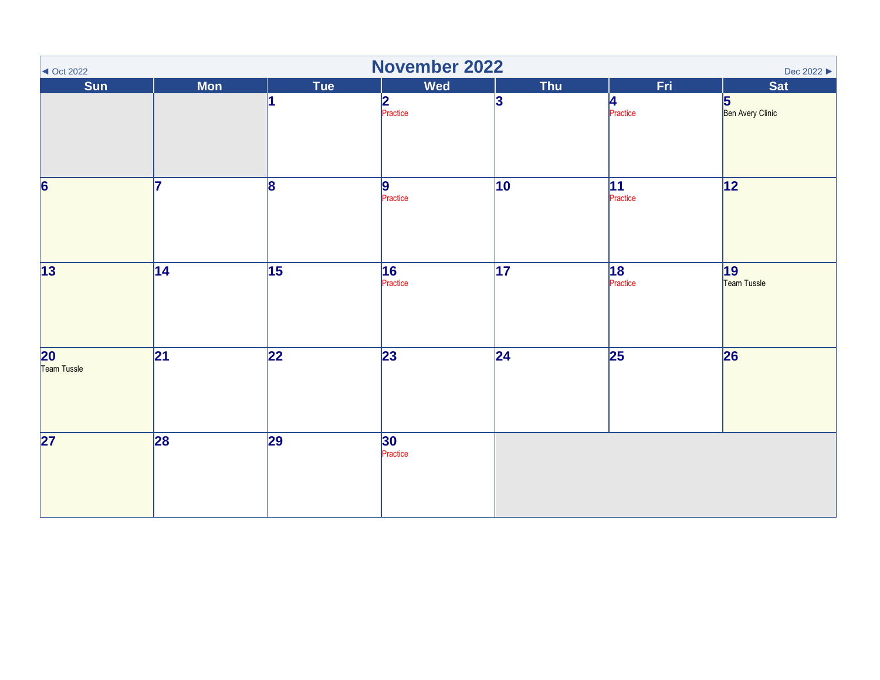◄ Oct 2022

# November 2022

Dec 2022 ►

| Sun | Mon | Tue | Wed | Thu | Fri | Sat |
|---|---|---|---|---|---|---|
| | | 1 | 2 Practice | 3 | 4 Practice | 5 Ben Avery Clinic |
| 6 | 7 | 8 | 9 Practice | 10 | 11 Practice | 12 |
| 13 | 14 | 15 | 16 Practice | 17 | 18 Practice | 19 Team Tussle |
| 20 Team Tussle | 21 | 22 | 23 | 24 | 25 | 26 |
| 27 | 28 | 29 | 30 Practice | | | |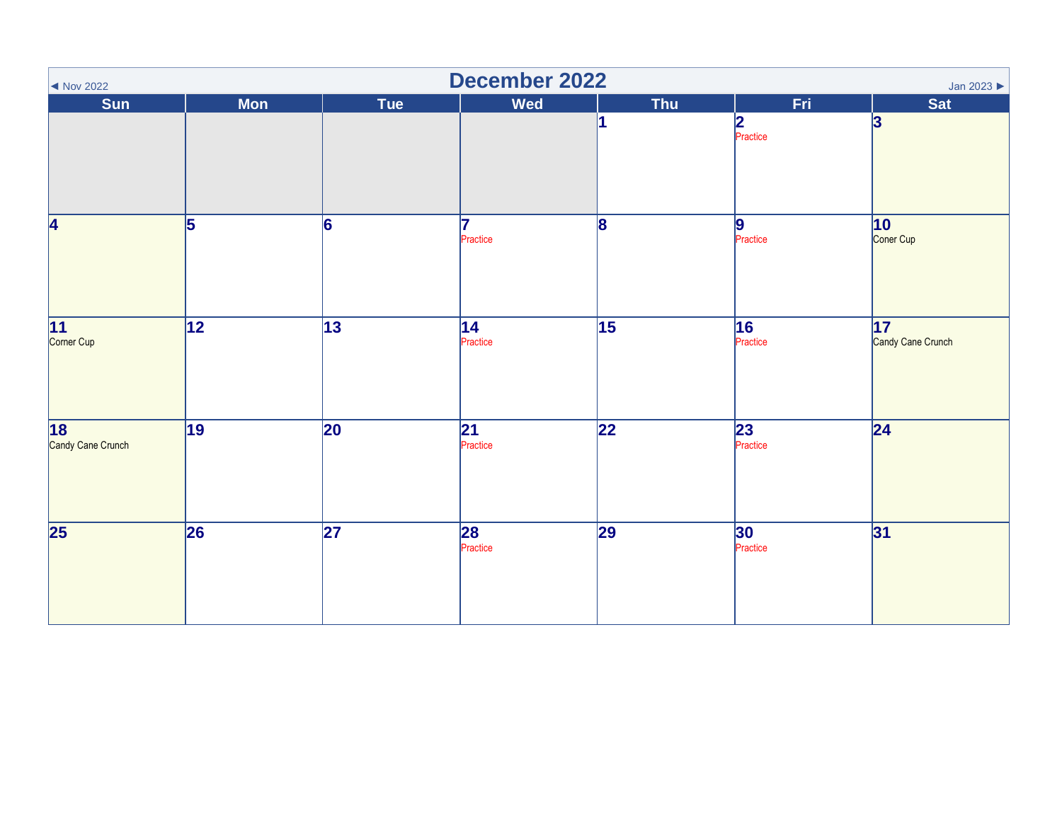◄ Nov 2022 Jan 2023 ►

# December 2022

| Sun | Mon | Tue | Wed | Thu | Fri | Sat |
|---|---|---|---|---|---|---|
| | | | | 1 | 2 Practice | 3 |
| 4 | 5 | 6 | 7 Practice | 8 | 9 Practice | 10 Coner Cup |
| 11 Corner Cup | 12 | 13 | 14 Practice | 15 | 16 Practice | 17 Candy Cane Crunch |
| 18 Candy Cane Crunch | 19 | 20 | 21 Practice | 22 | 23 Practice | 24 |
| 25 | 26 | 27 | 28 Practice | 29 | 30 Practice | 31 |